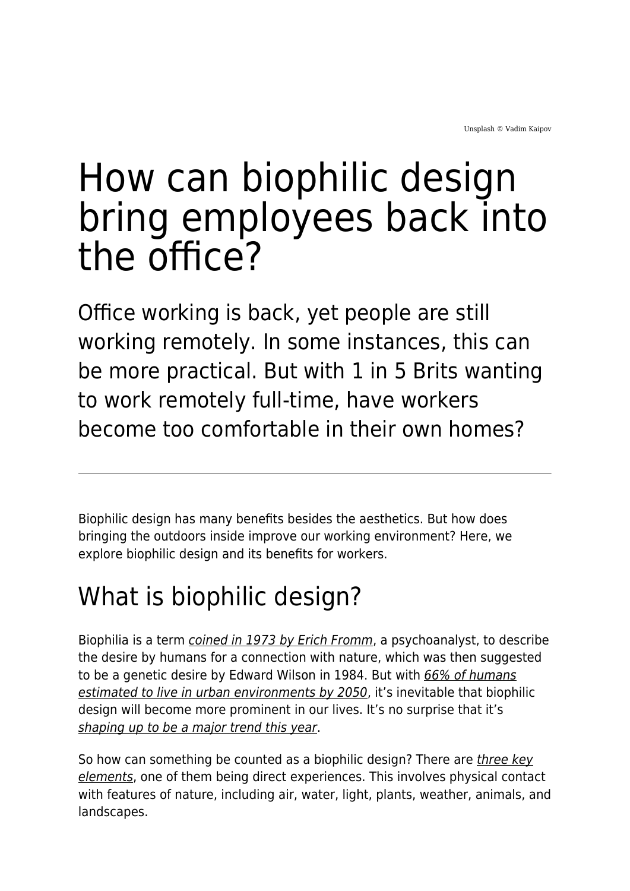Unsplash © Vadim Kaipov

# How can biophilic design bring employees back into the office?

## Office working is back, yet people are still working remotely. In some instances, this can be more practical. But with 1 in 5 Brits wanting to work remotely full-time, have workers become too comfortable in their own homes?

---

Biophilic design has many benefits besides the aesthetics. But how does bringing the outdoors inside improve our working environment? Here, we explore biophilic design and its benefits for workers.

## What is biophilic design?

Biophilia is a term *coined in 1973 by Erich Fromm*, a psychoanalyst, to describe the desire by humans for a connection with nature, which was then suggested to be a genetic desire by Edward Wilson in 1984. But with *66% of humans estimated to live in urban environments by 2050*, it's inevitable that biophilic design will become more prominent in our lives. It's no surprise that it's *shaping up to be a major trend this year*.

So how can something be counted as a biophilic design? There are *three key elements*, one of them being direct experiences. This involves physical contact with features of nature, including air, water, light, plants, weather, animals, and landscapes.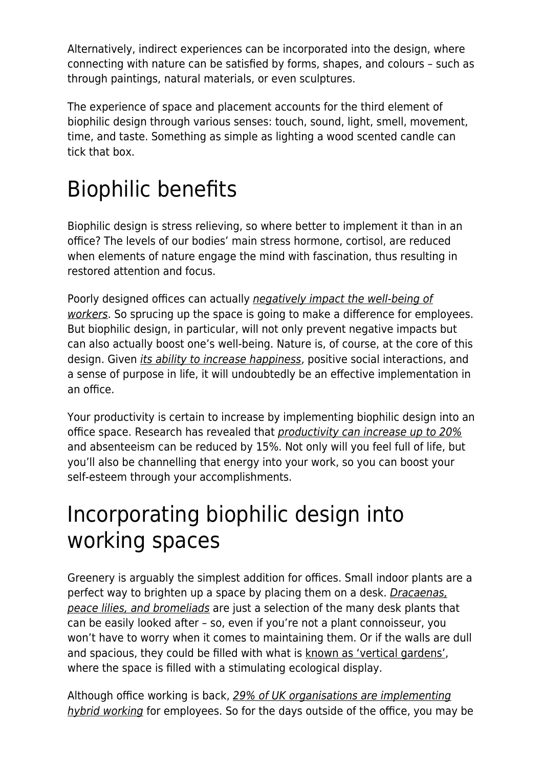Alternatively, indirect experiences can be incorporated into the design, where connecting with nature can be satisfied by forms, shapes, and colours – such as through paintings, natural materials, or even sculptures.

The experience of space and placement accounts for the third element of biophilic design through various senses: touch, sound, light, smell, movement, time, and taste. Something as simple as lighting a wood scented candle can tick that box.

# Biophilic benefits

Biophilic design is stress relieving, so where better to implement it than in an office? The levels of our bodies' main stress hormone, cortisol, are reduced when elements of nature engage the mind with fascination, thus resulting in restored attention and focus.

Poorly designed offices can actually *negatively impact the well-being of workers*. So sprucing up the space is going to make a difference for employees. But biophilic design, in particular, will not only prevent negative impacts but can also actually boost one's well-being. Nature is, of course, at the core of this design. Given *its ability to increase happiness*, positive social interactions, and a sense of purpose in life, it will undoubtedly be an effective implementation in an office.

Your productivity is certain to increase by implementing biophilic design into an office space. Research has revealed that *productivity can increase up to 20%* and absenteeism can be reduced by 15%. Not only will you feel full of life, but you'll also be channelling that energy into your work, so you can boost your self-esteem through your accomplishments.

# Incorporating biophilic design into working spaces

Greenery is arguably the simplest addition for offices. Small indoor plants are a perfect way to brighten up a space by placing them on a desk. *Dracaenas, peace lilies, and bromeliads* are just a selection of the many desk plants that can be easily looked after – so, even if you're not a plant connoisseur, you won't have to worry when it comes to maintaining them. Or if the walls are dull and spacious, they could be filled with what is known as 'vertical gardens', where the space is filled with a stimulating ecological display.

Although office working is back, *29% of UK organisations are implementing hybrid working* for employees. So for the days outside of the office, you may be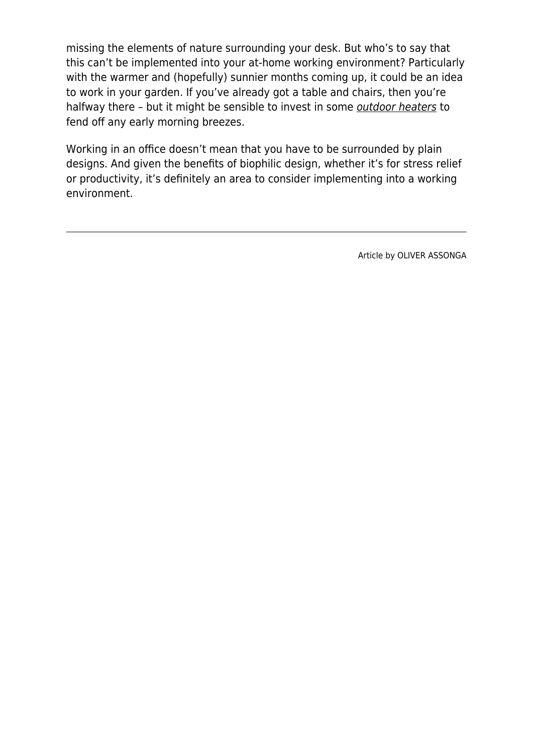missing the elements of nature surrounding your desk. But who's to say that this can't be implemented into your at-home working environment? Particularly with the warmer and (hopefully) sunnier months coming up, it could be an idea to work in your garden. If you've already got a table and chairs, then you're halfway there – but it might be sensible to invest in some *outdoor heaters* to fend off any early morning breezes.

Working in an office doesn't mean that you have to be surrounded by plain designs. And given the benefits of biophilic design, whether it's for stress relief or productivity, it's definitely an area to consider implementing into a working environment.

---

Article by OLIVER ASSONGA